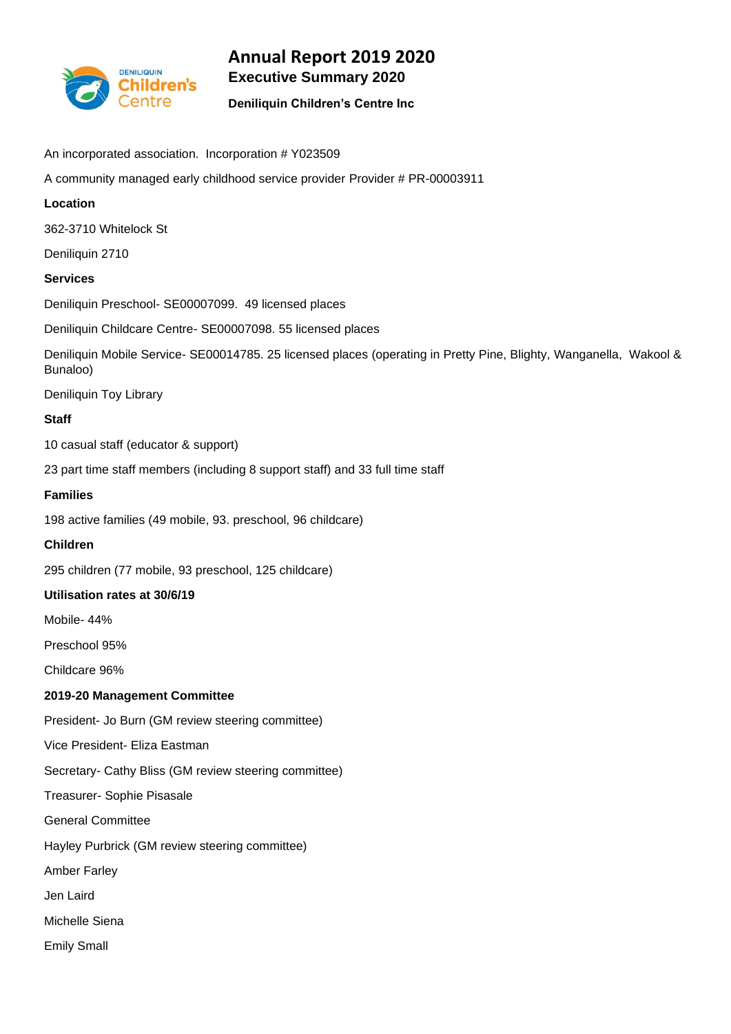# Annual Report 2019 2020

## Executive Summary 2020

**Deniliquin Children's Centre Inc**

An incorporated association. Incorporation # Y023509

A community managed early childhood service provider Provider # PR-00003911

**Location**

362-3710 Whitelock St

Deniliquin 2710

**Services**

Deniliquin Preschool- SE00007099. 49 licensed places

Deniliquin Childcare Centre- SE00007098. 55 licensed places

Deniliquin Mobile Service- SE00014785. 25 licensed places (operating in Pretty Pine, Blighty, Wanganella, Wakool & Bunaloo)

Deniliquin Toy Library

**Staff**

10 casual staff (educator & support)

23 part time staff members (including 8 support staff) and 33 full time staff

**Families**

198 active families (49 mobile, 93. preschool, 96 childcare)

**Children**

295 children (77 mobile, 93 preschool, 125 childcare)

**Utilisation rates at 30/6/19**

Mobile- 44%

Preschool 95%

Childcare 96%

**2019-20 Management Committee**

President- Jo Burn (GM review steering committee)

Vice President- Eliza Eastman

Secretary- Cathy Bliss (GM review steering committee)

Treasurer- Sophie Pisasale

General Committee

Hayley Purbrick (GM review steering committee)

Amber Farley

Jen Laird

Michelle Siena

Emily Small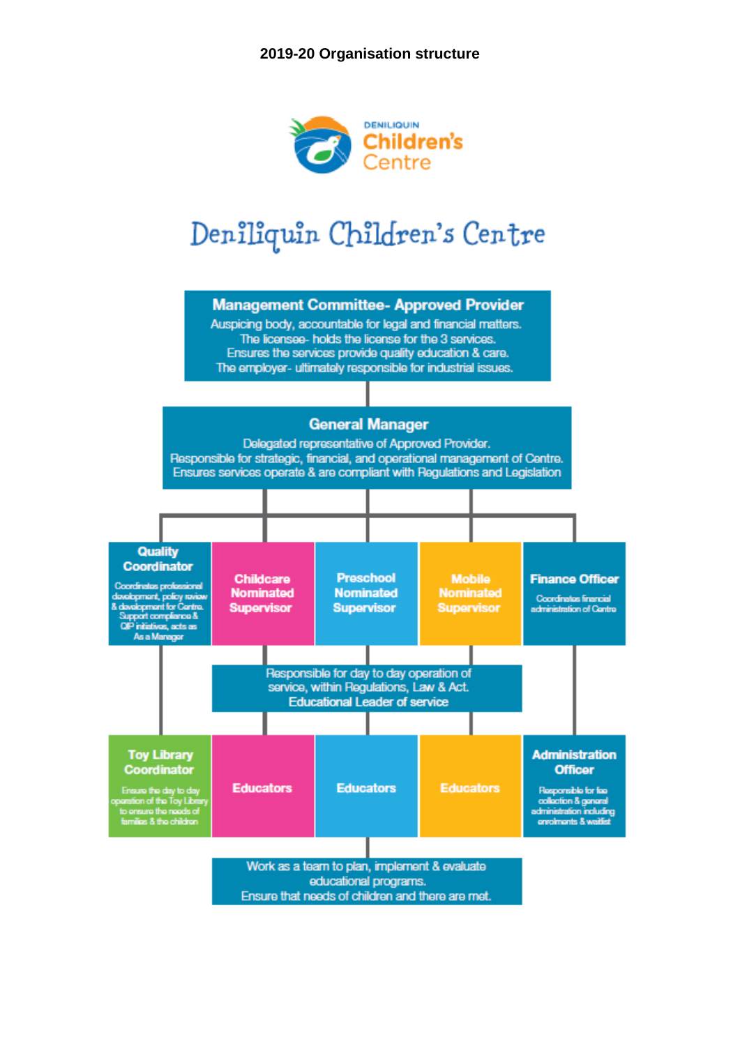**2019-20 Organisation structure**

DENILIQUIN Children's Centre

# Deniliquin Children's Centre

## Management Committee- Approved Provider

Auspicing body, accountable for legal and financial matters.
The licensee- holds the license for the 3 services.
Ensures the services provide quality education & care.
The employer- ultimately responsible for industrial issues.

## General Manager

Delegated representative of Approved Provider.
Responsible for strategic, financial, and operational management of Centre.
Ensures services operate & are compliant with Regulations and Legislation

### Quality Coordinator

Coordinates professional development, policy review & development for Centre. Support compliance & QIP initiatives, acts as As a Manager

### Childcare Nominated Supervisor

### Preschool Nominated Supervisor

### Mobile Nominated Supervisor

### Finance Officer

Coordinates financial administration of Centre

Responsible for day to day operation of service, within Regulations, Law & Act.
Educational Leader of service

### Toy Library Coordinator

Ensure the day to day operation of the Toy Library to ensure the needs of families & the children

### Educators

### Educators

### Educators

### Administration Officer

Responsible for fee collection & general administration including enrolments & waitlist

Work as a team to plan, implement & evaluate educational programs.
Ensure that needs of children and there are met.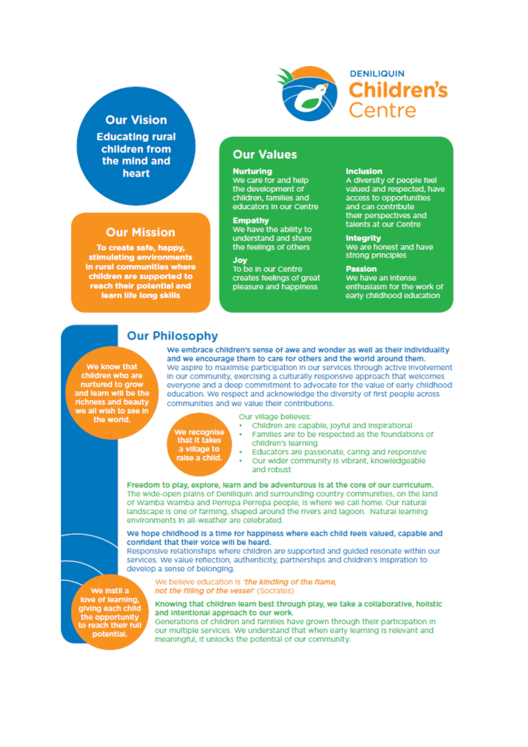DENILIQUIN

# Children's Centre

## Our Vision

**Educating rural children from the mind and heart**

## Our Mission

**To create safe, happy, stimulating environments in rural communities where children are supported to reach their potential and learn life long skills**

## Our Values

**Nurturing**
We care for and help the development of children, families and educators in our Centre

**Empathy**
We have the ability to understand and share the feelings of others

**Joy**
To be in our Centre creates feelings of great pleasure and happiness

**Inclusion**
A diversity of people feel valued and respected, have access to opportunities and can contribute their perspectives and talents at our Centre

**Integrity**
We are honest and have strong principles

**Passion**
We have an intense enthusiasm for the work of early childhood education

## Our Philosophy

**We know that children who are nurtured to grow and learn will be the richness and beauty we all wish to see in the world.**

**We embrace children's sense of awe and wonder as well as their individuality and we encourage them to care for others and the world around them.**
We aspire to maximise participation in our services through active involvement in our community, exercising a culturally responsive approach that welcomes everyone and a deep commitment to advocate for the value of early childhood education. We respect and acknowledge the diversity of first people across communities and we value their contributions.

**We recognise that it takes a village to raise a child.**

Our village believes:

- Children are capable, joyful and inspirational
- Families are to be respected as the foundations of children's learning
- Educators are passionate, caring and responsive
- Our wider community is vibrant, knowledgeable and robust

**Freedom to play, explore, learn and be adventurous is at the core of our curriculum.**
The wide-open plains of Deniliquin and surrounding country communities, on the land of Wamba Wamba and Perrepa Perrepa people, is where we call home. Our natural landscape is one of farming, shaped around the rivers and lagoon. Natural learning environments in all-weather are celebrated.

**We hope childhood is a time for happiness where each child feels valued, capable and confident that their voice will be heard.**
Responsive relationships where children are supported and guided resonate within our services. We value reflection, authenticity, partnerships and children's inspiration to develop a sense of belonging.

**We instil a love of learning, giving each child the opportunity to reach their full potential.**

We believe education is *'the kindling of the flame, not the filling of the vessel'* (Socrates)

**Knowing that children learn best through play, we take a collaborative, holistic and intentional approach to our work.**
Generations of children and families have grown through their participation in our multiple services. We understand that when early learning is relevant and meaningful, it unlocks the potential of our community.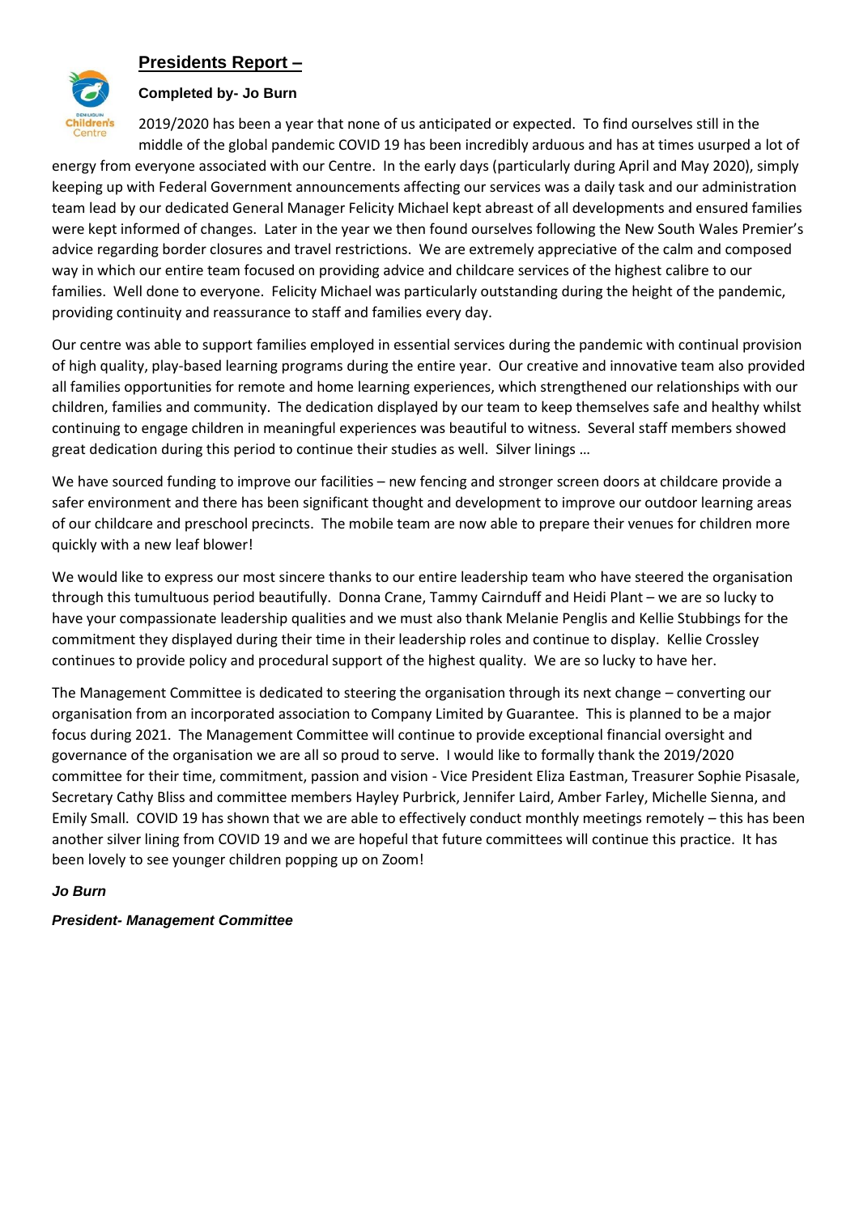## Presidents Report –

**Completed by- Jo Burn**

2019/2020 has been a year that none of us anticipated or expected. To find ourselves still in the middle of the global pandemic COVID 19 has been incredibly arduous and has at times usurped a lot of energy from everyone associated with our Centre. In the early days (particularly during April and May 2020), simply keeping up with Federal Government announcements affecting our services was a daily task and our administration team lead by our dedicated General Manager Felicity Michael kept abreast of all developments and ensured families were kept informed of changes. Later in the year we then found ourselves following the New South Wales Premier's advice regarding border closures and travel restrictions. We are extremely appreciative of the calm and composed way in which our entire team focused on providing advice and childcare services of the highest calibre to our families. Well done to everyone. Felicity Michael was particularly outstanding during the height of the pandemic, providing continuity and reassurance to staff and families every day.

Our centre was able to support families employed in essential services during the pandemic with continual provision of high quality, play-based learning programs during the entire year. Our creative and innovative team also provided all families opportunities for remote and home learning experiences, which strengthened our relationships with our children, families and community. The dedication displayed by our team to keep themselves safe and healthy whilst continuing to engage children in meaningful experiences was beautiful to witness. Several staff members showed great dedication during this period to continue their studies as well. Silver linings …

We have sourced funding to improve our facilities – new fencing and stronger screen doors at childcare provide a safer environment and there has been significant thought and development to improve our outdoor learning areas of our childcare and preschool precincts. The mobile team are now able to prepare their venues for children more quickly with a new leaf blower!

We would like to express our most sincere thanks to our entire leadership team who have steered the organisation through this tumultuous period beautifully. Donna Crane, Tammy Cairnduff and Heidi Plant – we are so lucky to have your compassionate leadership qualities and we must also thank Melanie Penglis and Kellie Stubbings for the commitment they displayed during their time in their leadership roles and continue to display. Kellie Crossley continues to provide policy and procedural support of the highest quality. We are so lucky to have her.

The Management Committee is dedicated to steering the organisation through its next change – converting our organisation from an incorporated association to Company Limited by Guarantee. This is planned to be a major focus during 2021. The Management Committee will continue to provide exceptional financial oversight and governance of the organisation we are all so proud to serve. I would like to formally thank the 2019/2020 committee for their time, commitment, passion and vision - Vice President Eliza Eastman, Treasurer Sophie Pisasale, Secretary Cathy Bliss and committee members Hayley Purbrick, Jennifer Laird, Amber Farley, Michelle Sienna, and Emily Small. COVID 19 has shown that we are able to effectively conduct monthly meetings remotely – this has been another silver lining from COVID 19 and we are hopeful that future committees will continue this practice. It has been lovely to see younger children popping up on Zoom!

***Jo Burn***

***President- Management Committee***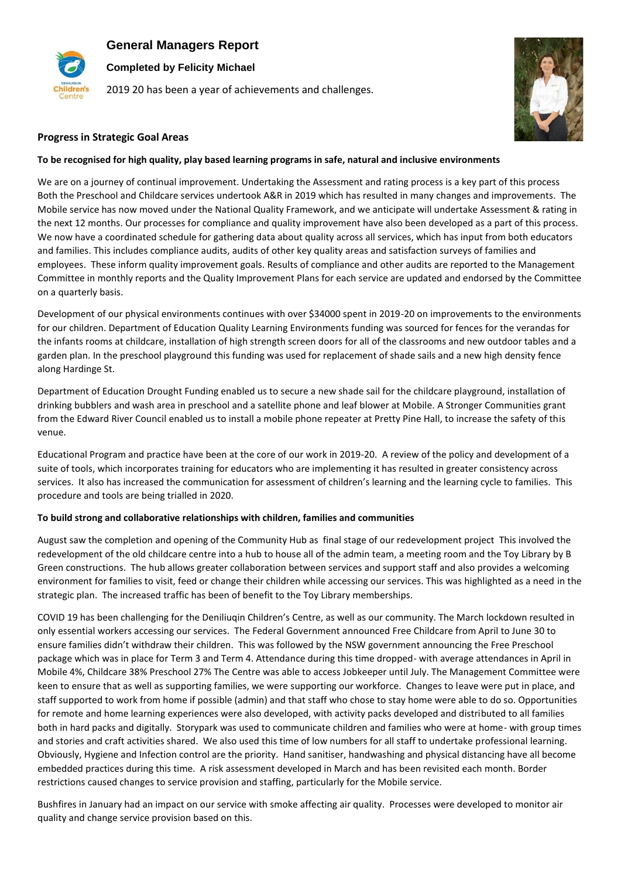# General Managers Report

**Completed by Felicity Michael**

2019 20 has been a year of achievements and challenges.

## Progress in Strategic Goal Areas

### To be recognised for high quality, play based learning programs in safe, natural and inclusive environments

We are on a journey of continual improvement. Undertaking the Assessment and rating process is a key part of this process Both the Preschool and Childcare services undertook A&R in 2019 which has resulted in many changes and improvements. The Mobile service has now moved under the National Quality Framework, and we anticipate will undertake Assessment & rating in the next 12 months. Our processes for compliance and quality improvement have also been developed as a part of this process. We now have a coordinated schedule for gathering data about quality across all services, which has input from both educators and families. This includes compliance audits, audits of other key quality areas and satisfaction surveys of families and employees. These inform quality improvement goals. Results of compliance and other audits are reported to the Management Committee in monthly reports and the Quality Improvement Plans for each service are updated and endorsed by the Committee on a quarterly basis.

Development of our physical environments continues with over $34000 spent in 2019-20 on improvements to the environments for our children. Department of Education Quality Learning Environments funding was sourced for fences for the verandas for the infants rooms at childcare, installation of high strength screen doors for all of the classrooms and new outdoor tables and a garden plan. In the preschool playground this funding was used for replacement of shade sails and a new high density fence along Hardinge St.

Department of Education Drought Funding enabled us to secure a new shade sail for the childcare playground, installation of drinking bubblers and wash area in preschool and a satellite phone and leaf blower at Mobile. A Stronger Communities grant from the Edward River Council enabled us to install a mobile phone repeater at Pretty Pine Hall, to increase the safety of this venue.

Educational Program and practice have been at the core of our work in 2019-20. A review of the policy and development of a suite of tools, which incorporates training for educators who are implementing it has resulted in greater consistency across services. It also has increased the communication for assessment of children's learning and the learning cycle to families. This procedure and tools are being trialled in 2020.

### To build strong and collaborative relationships with children, families and communities

August saw the completion and opening of the Community Hub as final stage of our redevelopment project This involved the redevelopment of the old childcare centre into a hub to house all of the admin team, a meeting room and the Toy Library by B Green constructions. The hub allows greater collaboration between services and support staff and also provides a welcoming environment for families to visit, feed or change their children while accessing our services. This was highlighted as a need in the strategic plan. The increased traffic has been of benefit to the Toy Library memberships.

COVID 19 has been challenging for the Deniliuqin Children's Centre, as well as our community. The March lockdown resulted in only essential workers accessing our services. The Federal Government announced Free Childcare from April to June 30 to ensure families didn't withdraw their children. This was followed by the NSW government announcing the Free Preschool package which was in place for Term 3 and Term 4. Attendance during this time dropped- with average attendances in April in Mobile 4%, Childcare 38% Preschool 27% The Centre was able to access Jobkeeper until July. The Management Committee were keen to ensure that as well as supporting families, we were supporting our workforce. Changes to leave were put in place, and staff supported to work from home if possible (admin) and that staff who chose to stay home were able to do so. Opportunities for remote and home learning experiences were also developed, with activity packs developed and distributed to all families both in hard packs and digitally. Storypark was used to communicate children and families who were at home- with group times and stories and craft activities shared. We also used this time of low numbers for all staff to undertake professional learning. Obviously, Hygiene and Infection control are the priority. Hand sanitiser, handwashing and physical distancing have all become embedded practices during this time. A risk assessment developed in March and has been revisited each month. Border restrictions caused changes to service provision and staffing, particularly for the Mobile service.

Bushfires in January had an impact on our service with smoke affecting air quality. Processes were developed to monitor air quality and change service provision based on this.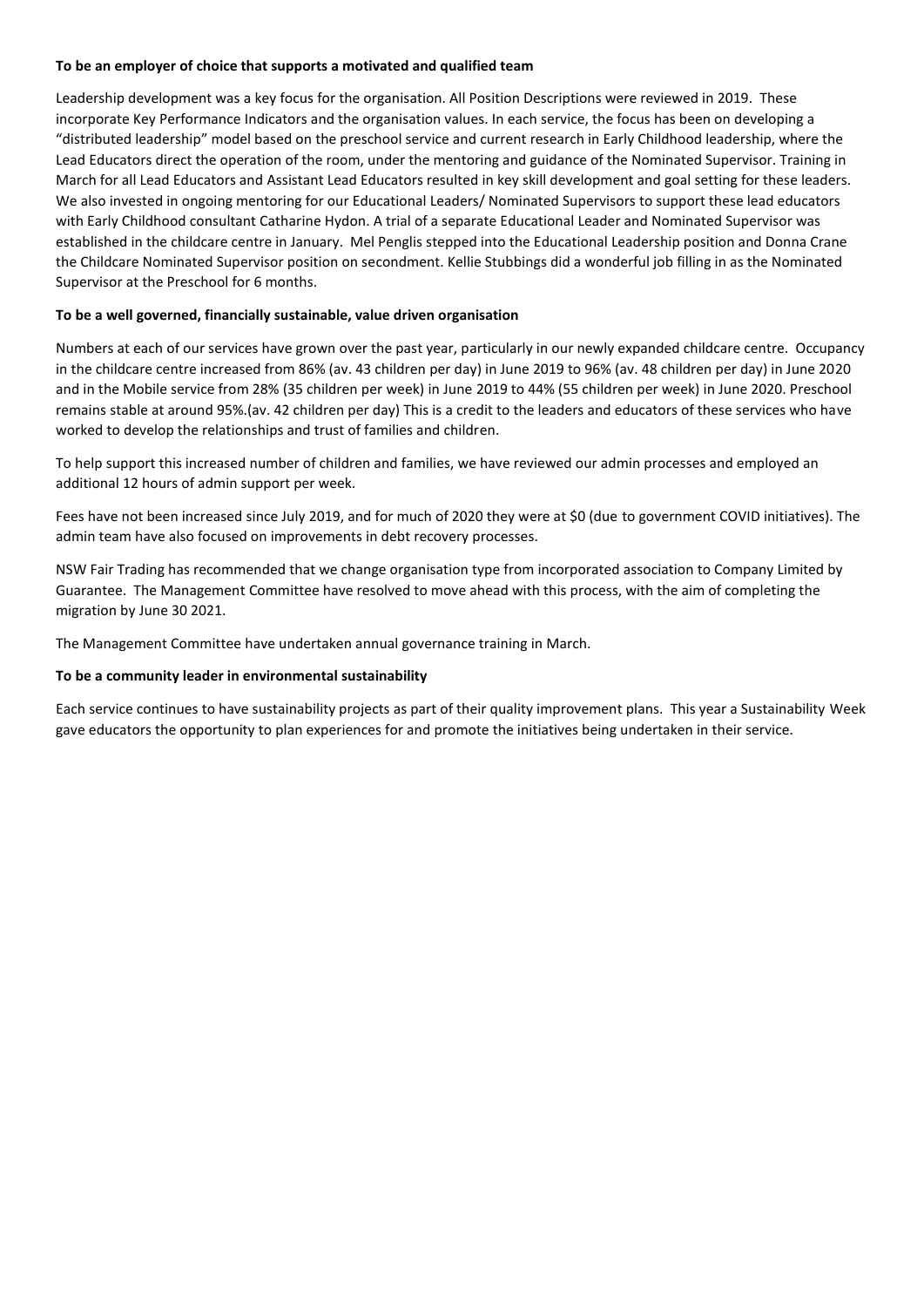**To be an employer of choice that supports a motivated and qualified team**

Leadership development was a key focus for the organisation. All Position Descriptions were reviewed in 2019. These incorporate Key Performance Indicators and the organisation values. In each service, the focus has been on developing a "distributed leadership" model based on the preschool service and current research in Early Childhood leadership, where the Lead Educators direct the operation of the room, under the mentoring and guidance of the Nominated Supervisor. Training in March for all Lead Educators and Assistant Lead Educators resulted in key skill development and goal setting for these leaders. We also invested in ongoing mentoring for our Educational Leaders/ Nominated Supervisors to support these lead educators with Early Childhood consultant Catharine Hydon. A trial of a separate Educational Leader and Nominated Supervisor was established in the childcare centre in January. Mel Penglis stepped into the Educational Leadership position and Donna Crane the Childcare Nominated Supervisor position on secondment. Kellie Stubbings did a wonderful job filling in as the Nominated Supervisor at the Preschool for 6 months.

**To be a well governed, financially sustainable, value driven organisation**

Numbers at each of our services have grown over the past year, particularly in our newly expanded childcare centre. Occupancy in the childcare centre increased from 86% (av. 43 children per day) in June 2019 to 96% (av. 48 children per day) in June 2020 and in the Mobile service from 28% (35 children per week) in June 2019 to 44% (55 children per week) in June 2020. Preschool remains stable at around 95%.(av. 42 children per day) This is a credit to the leaders and educators of these services who have worked to develop the relationships and trust of families and children.

To help support this increased number of children and families, we have reviewed our admin processes and employed an additional 12 hours of admin support per week.

Fees have not been increased since July 2019, and for much of 2020 they were at $0 (due to government COVID initiatives). The admin team have also focused on improvements in debt recovery processes.

NSW Fair Trading has recommended that we change organisation type from incorporated association to Company Limited by Guarantee. The Management Committee have resolved to move ahead with this process, with the aim of completing the migration by June 30 2021.

The Management Committee have undertaken annual governance training in March.

**To be a community leader in environmental sustainability**

Each service continues to have sustainability projects as part of their quality improvement plans. This year a Sustainability Week gave educators the opportunity to plan experiences for and promote the initiatives being undertaken in their service.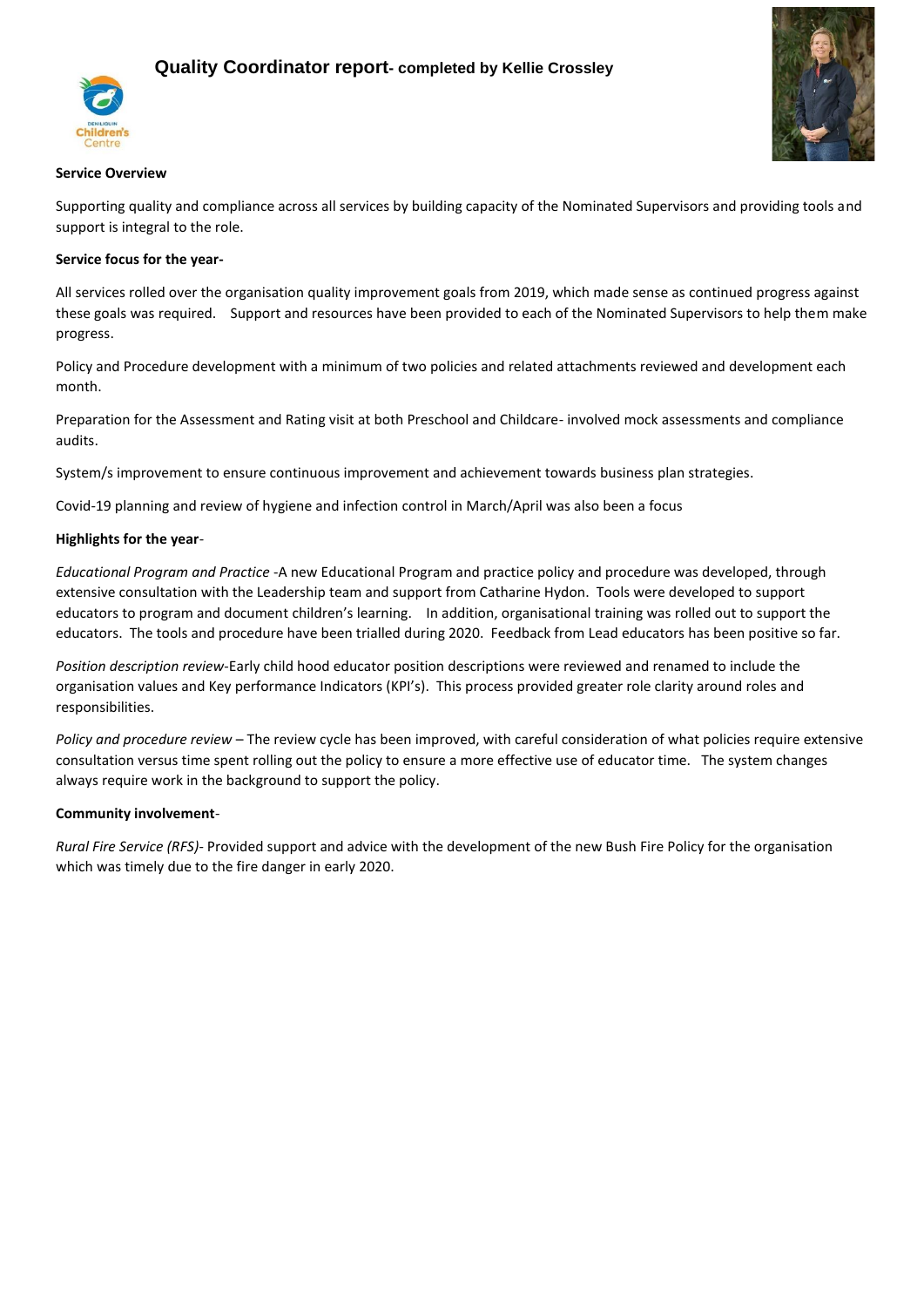# Quality Coordinator report- completed by Kellie Crossley

**Service Overview**

Supporting quality and compliance across all services by building capacity of the Nominated Supervisors and providing tools and support is integral to the role.

**Service focus for the year-**

All services rolled over the organisation quality improvement goals from 2019, which made sense as continued progress against these goals was required. Support and resources have been provided to each of the Nominated Supervisors to help them make progress.

Policy and Procedure development with a minimum of two policies and related attachments reviewed and development each month.

Preparation for the Assessment and Rating visit at both Preschool and Childcare- involved mock assessments and compliance audits.

System/s improvement to ensure continuous improvement and achievement towards business plan strategies.

Covid-19 planning and review of hygiene and infection control in March/April was also been a focus

**Highlights for the year**-

*Educational Program and Practice* -A new Educational Program and practice policy and procedure was developed, through extensive consultation with the Leadership team and support from Catharine Hydon. Tools were developed to support educators to program and document children's learning. In addition, organisational training was rolled out to support the educators. The tools and procedure have been trialled during 2020. Feedback from Lead educators has been positive so far.

*Position description review*-Early child hood educator position descriptions were reviewed and renamed to include the organisation values and Key performance Indicators (KPI's). This process provided greater role clarity around roles and responsibilities.

*Policy and procedure review* – The review cycle has been improved, with careful consideration of what policies require extensive consultation versus time spent rolling out the policy to ensure a more effective use of educator time. The system changes always require work in the background to support the policy.

**Community involvement**-

*Rural Fire Service (RFS)*- Provided support and advice with the development of the new Bush Fire Policy for the organisation which was timely due to the fire danger in early 2020.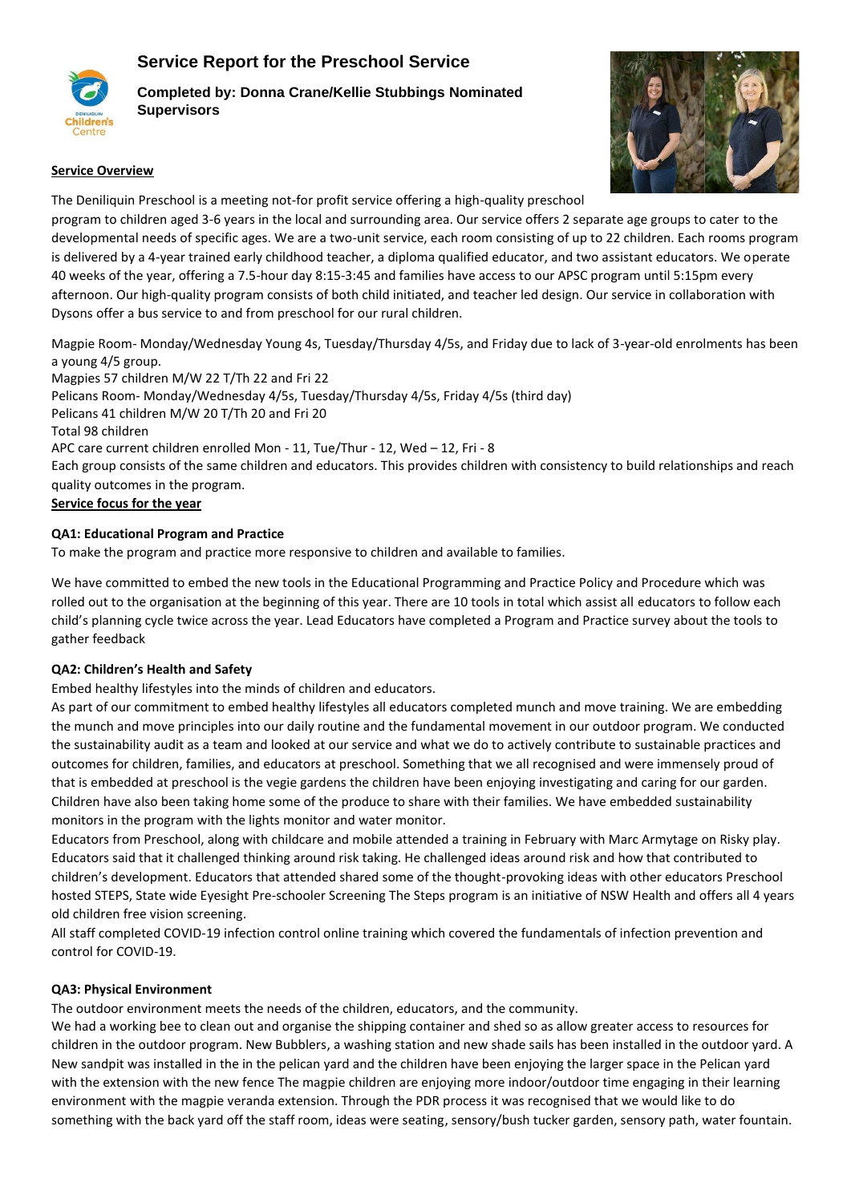# Service Report for the Preschool Service

**Completed by: Donna Crane/Kellie Stubbings Nominated Supervisors**

**Service Overview**

The Deniliquin Preschool is a meeting not-for profit service offering a high-quality preschool program to children aged 3-6 years in the local and surrounding area. Our service offers 2 separate age groups to cater to the developmental needs of specific ages. We are a two-unit service, each room consisting of up to 22 children. Each rooms program is delivered by a 4-year trained early childhood teacher, a diploma qualified educator, and two assistant educators. We operate 40 weeks of the year, offering a 7.5-hour day 8:15-3:45 and families have access to our APSC program until 5:15pm every afternoon. Our high-quality program consists of both child initiated, and teacher led design. Our service in collaboration with Dysons offer a bus service to and from preschool for our rural children.

Magpie Room- Monday/Wednesday Young 4s, Tuesday/Thursday 4/5s, and Friday due to lack of 3-year-old enrolments has been a young 4/5 group.
Magpies 57 children M/W 22 T/Th 22 and Fri 22
Pelicans Room- Monday/Wednesday 4/5s, Tuesday/Thursday 4/5s, Friday 4/5s (third day)
Pelicans 41 children M/W 20 T/Th 20 and Fri 20
Total 98 children
APC care current children enrolled Mon - 11, Tue/Thur - 12, Wed – 12, Fri - 8
Each group consists of the same children and educators. This provides children with consistency to build relationships and reach quality outcomes in the program.

**Service focus for the year**

**QA1: Educational Program and Practice**

To make the program and practice more responsive to children and available to families.

We have committed to embed the new tools in the Educational Programming and Practice Policy and Procedure which was rolled out to the organisation at the beginning of this year. There are 10 tools in total which assist all educators to follow each child's planning cycle twice across the year. Lead Educators have completed a Program and Practice survey about the tools to gather feedback

**QA2: Children's Health and Safety**

Embed healthy lifestyles into the minds of children and educators.
As part of our commitment to embed healthy lifestyles all educators completed munch and move training. We are embedding the munch and move principles into our daily routine and the fundamental movement in our outdoor program. We conducted the sustainability audit as a team and looked at our service and what we do to actively contribute to sustainable practices and outcomes for children, families, and educators at preschool. Something that we all recognised and were immensely proud of that is embedded at preschool is the vegie gardens the children have been enjoying investigating and caring for our garden. Children have also been taking home some of the produce to share with their families. We have embedded sustainability monitors in the program with the lights monitor and water monitor.
Educators from Preschool, along with childcare and mobile attended a training in February with Marc Armytage on Risky play. Educators said that it challenged thinking around risk taking. He challenged ideas around risk and how that contributed to children's development. Educators that attended shared some of the thought-provoking ideas with other educators Preschool hosted STEPS, State wide Eyesight Pre-schooler Screening The Steps program is an initiative of NSW Health and offers all 4 years old children free vision screening.
All staff completed COVID-19 infection control online training which covered the fundamentals of infection prevention and control for COVID-19.

**QA3: Physical Environment**

The outdoor environment meets the needs of the children, educators, and the community.
We had a working bee to clean out and organise the shipping container and shed so as allow greater access to resources for children in the outdoor program. New Bubblers, a washing station and new shade sails has been installed in the outdoor yard. A New sandpit was installed in the in the pelican yard and the children have been enjoying the larger space in the Pelican yard with the extension with the new fence The magpie children are enjoying more indoor/outdoor time engaging in their learning environment with the magpie veranda extension. Through the PDR process it was recognised that we would like to do something with the back yard off the staff room, ideas were seating, sensory/bush tucker garden, sensory path, water fountain.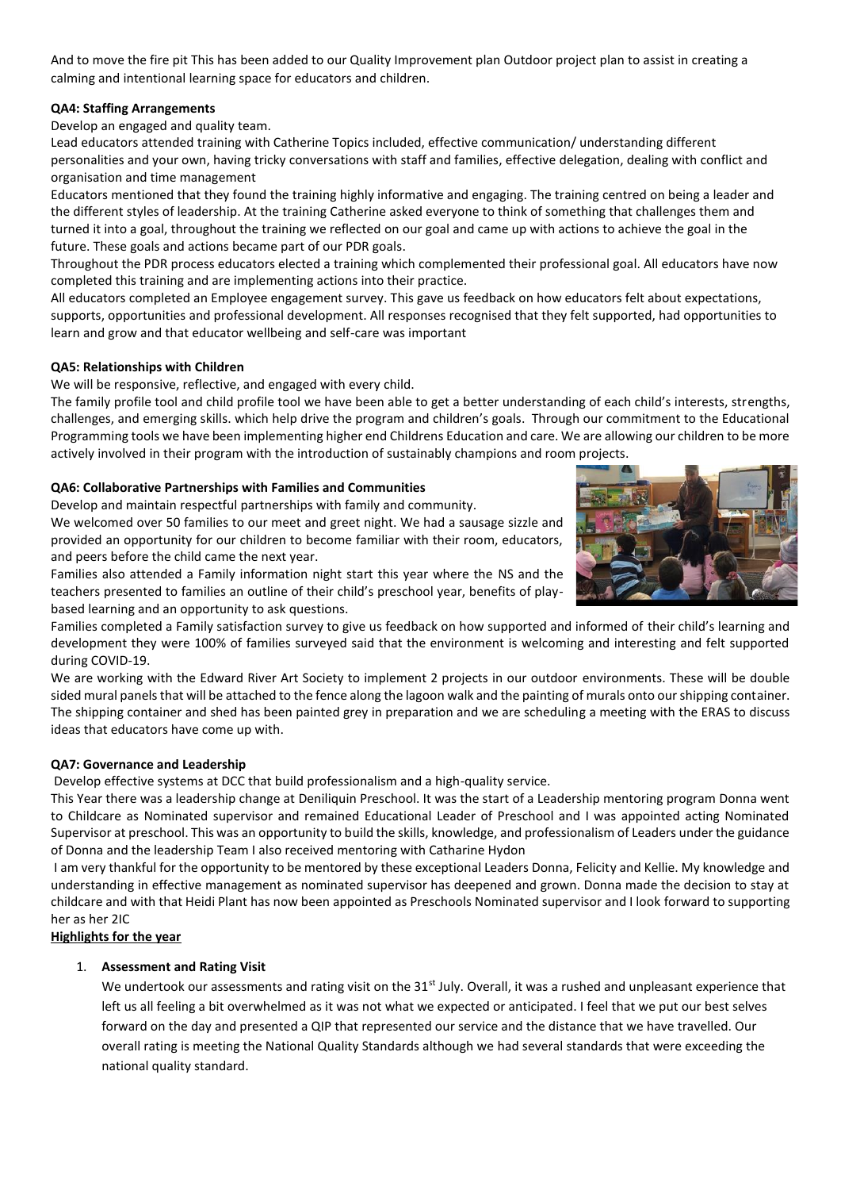And to move the fire pit This has been added to our Quality Improvement plan Outdoor project plan to assist in creating a calming and intentional learning space for educators and children.

**QA4: Staffing Arrangements**

Develop an engaged and quality team.

Lead educators attended training with Catherine Topics included, effective communication/ understanding different personalities and your own, having tricky conversations with staff and families, effective delegation, dealing with conflict and organisation and time management

Educators mentioned that they found the training highly informative and engaging. The training centred on being a leader and the different styles of leadership. At the training Catherine asked everyone to think of something that challenges them and turned it into a goal, throughout the training we reflected on our goal and came up with actions to achieve the goal in the future. These goals and actions became part of our PDR goals.

Throughout the PDR process educators elected a training which complemented their professional goal. All educators have now completed this training and are implementing actions into their practice.

All educators completed an Employee engagement survey. This gave us feedback on how educators felt about expectations, supports, opportunities and professional development. All responses recognised that they felt supported, had opportunities to learn and grow and that educator wellbeing and self-care was important

**QA5: Relationships with Children**

We will be responsive, reflective, and engaged with every child.

The family profile tool and child profile tool we have been able to get a better understanding of each child's interests, strengths, challenges, and emerging skills. which help drive the program and children's goals. Through our commitment to the Educational Programming tools we have been implementing higher end Childrens Education and care. We are allowing our children to be more actively involved in their program with the introduction of sustainably champions and room projects.

**QA6: Collaborative Partnerships with Families and Communities**

Develop and maintain respectful partnerships with family and community.

We welcomed over 50 families to our meet and greet night. We had a sausage sizzle and provided an opportunity for our children to become familiar with their room, educators, and peers before the child came the next year.

Families also attended a Family information night start this year where the NS and the teachers presented to families an outline of their child's preschool year, benefits of play-based learning and an opportunity to ask questions.

Families completed a Family satisfaction survey to give us feedback on how supported and informed of their child's learning and development they were 100% of families surveyed said that the environment is welcoming and interesting and felt supported during COVID-19.

We are working with the Edward River Art Society to implement 2 projects in our outdoor environments. These will be double sided mural panels that will be attached to the fence along the lagoon walk and the painting of murals onto our shipping container. The shipping container and shed has been painted grey in preparation and we are scheduling a meeting with the ERAS to discuss ideas that educators have come up with.

**QA7: Governance and Leadership**

Develop effective systems at DCC that build professionalism and a high-quality service.

This Year there was a leadership change at Deniliquin Preschool. It was the start of a Leadership mentoring program Donna went to Childcare as Nominated supervisor and remained Educational Leader of Preschool and I was appointed acting Nominated Supervisor at preschool. This was an opportunity to build the skills, knowledge, and professionalism of Leaders under the guidance of Donna and the leadership Team I also received mentoring with Catharine Hydon

I am very thankful for the opportunity to be mentored by these exceptional Leaders Donna, Felicity and Kellie. My knowledge and understanding in effective management as nominated supervisor has deepened and grown. Donna made the decision to stay at childcare and with that Heidi Plant has now been appointed as Preschools Nominated supervisor and I look forward to supporting her as her 2IC

**Highlights for the year**

1. **Assessment and Rating Visit**

   We undertook our assessments and rating visit on the 31st July. Overall, it was a rushed and unpleasant experience that left us all feeling a bit overwhelmed as it was not what we expected or anticipated. I feel that we put our best selves forward on the day and presented a QIP that represented our service and the distance that we have travelled. Our overall rating is meeting the National Quality Standards although we had several standards that were exceeding the national quality standard.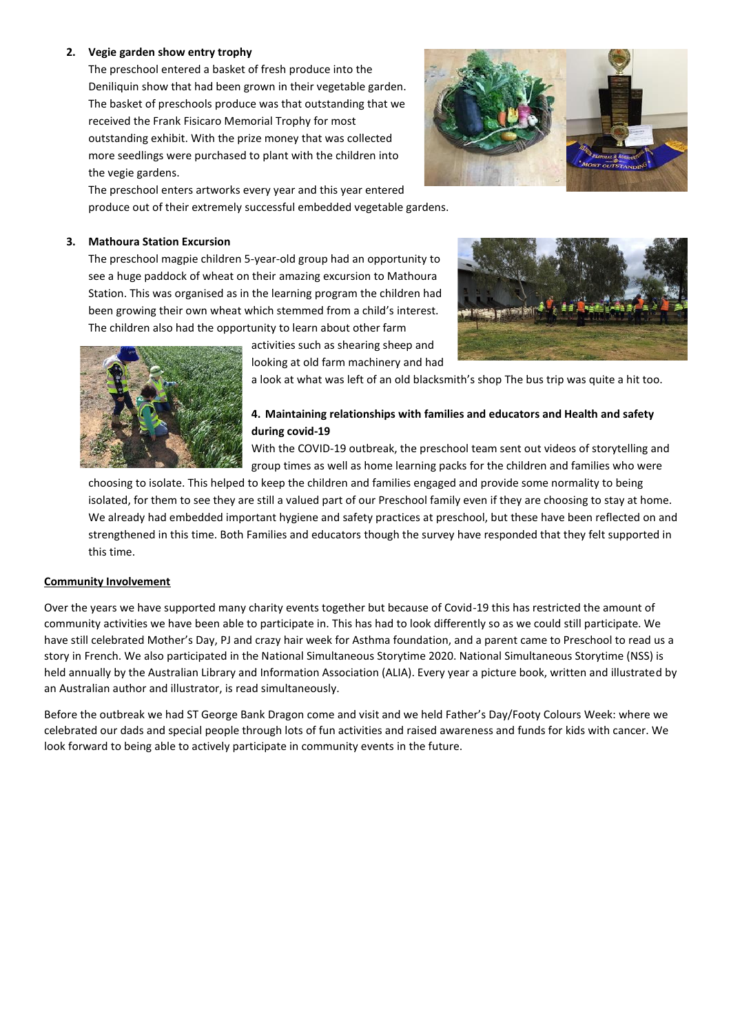2. **Vegie garden show entry trophy**

   The preschool entered a basket of fresh produce into the Deniliquin show that had been grown in their vegetable garden. The basket of preschools produce was that outstanding that we received the Frank Fisicaro Memorial Trophy for most outstanding exhibit. With the prize money that was collected more seedlings were purchased to plant with the children into the vegie gardens.

   The preschool enters artworks every year and this year entered produce out of their extremely successful embedded vegetable gardens.

3. **Mathoura Station Excursion**

   The preschool magpie children 5-year-old group had an opportunity to see a huge paddock of wheat on their amazing excursion to Mathoura Station. This was organised as in the learning program the children had been growing their own wheat which stemmed from a child's interest. The children also had the opportunity to learn about other farm activities such as shearing sheep and looking at old farm machinery and had a look at what was left of an old blacksmith's shop The bus trip was quite a hit too.

4. **Maintaining relationships with families and educators and Health and safety during covid-19**

   With the COVID-19 outbreak, the preschool team sent out videos of storytelling and group times as well as home learning packs for the children and families who were choosing to isolate. This helped to keep the children and families engaged and provide some normality to being isolated, for them to see they are still a valued part of our Preschool family even if they are choosing to stay at home. We already had embedded important hygiene and safety practices at preschool, but these have been reflected on and strengthened in this time. Both Families and educators though the survey have responded that they felt supported in this time.

**Community Involvement**

Over the years we have supported many charity events together but because of Covid-19 this has restricted the amount of community activities we have been able to participate in. This has had to look differently so as we could still participate. We have still celebrated Mother's Day, PJ and crazy hair week for Asthma foundation, and a parent came to Preschool to read us a story in French. We also participated in the National Simultaneous Storytime 2020. National Simultaneous Storytime (NSS) is held annually by the Australian Library and Information Association (ALIA). Every year a picture book, written and illustrated by an Australian author and illustrator, is read simultaneously.

Before the outbreak we had ST George Bank Dragon come and visit and we held Father's Day/Footy Colours Week: where we celebrated our dads and special people through lots of fun activities and raised awareness and funds for kids with cancer. We look forward to being able to actively participate in community events in the future.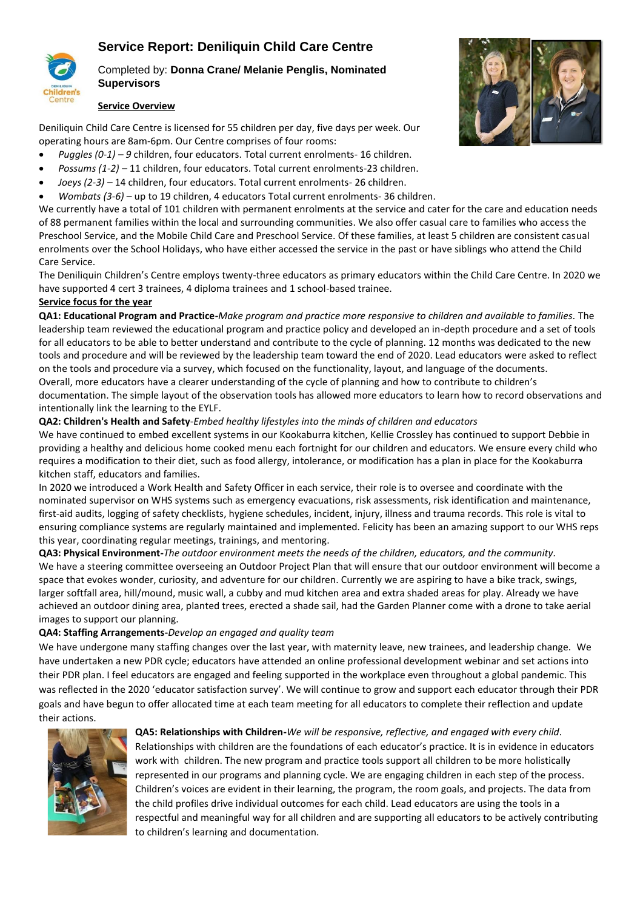# Service Report: Deniliquin Child Care Centre

Completed by: **Donna Crane/ Melanie Penglis, Nominated Supervisors**

## Service Overview

Deniliquin Child Care Centre is licensed for 55 children per day, five days per week. Our operating hours are 8am-6pm. Our Centre comprises of four rooms:

- *Puggles (0-1) – 9* children, four educators. Total current enrolments- 16 children.
- *Possums (1-2) –* 11 children, four educators. Total current enrolments-23 children.
- *Joeys (2-3) –* 14 children, four educators. Total current enrolments- 26 children.
- *Wombats (3-6) –* up to 19 children, 4 educators Total current enrolments- 36 children.

We currently have a total of 101 children with permanent enrolments at the service and cater for the care and education needs of 88 permanent families within the local and surrounding communities. We also offer casual care to families who access the Preschool Service, and the Mobile Child Care and Preschool Service. Of these families, at least 5 children are consistent casual enrolments over the School Holidays, who have either accessed the service in the past or have siblings who attend the Child Care Service.

The Deniliquin Children's Centre employs twenty-three educators as primary educators within the Child Care Centre. In 2020 we have supported 4 cert 3 trainees, 4 diploma trainees and 1 school-based trainee.

## Service focus for the year

**QA1: Educational Program and Practice-***Make program and practice more responsive to children and available to families.* The leadership team reviewed the educational program and practice policy and developed an in-depth procedure and a set of tools for all educators to be able to better understand and contribute to the cycle of planning. 12 months was dedicated to the new tools and procedure and will be reviewed by the leadership team toward the end of 2020. Lead educators were asked to reflect on the tools and procedure via a survey, which focused on the functionality, layout, and language of the documents.

Overall, more educators have a clearer understanding of the cycle of planning and how to contribute to children's documentation. The simple layout of the observation tools has allowed more educators to learn how to record observations and intentionally link the learning to the EYLF.

**QA2: Children's Health and Safety***-Embed healthy lifestyles into the minds of children and educators*

We have continued to embed excellent systems in our Kookaburra kitchen, Kellie Crossley has continued to support Debbie in providing a healthy and delicious home cooked menu each fortnight for our children and educators. We ensure every child who requires a modification to their diet, such as food allergy, intolerance, or modification has a plan in place for the Kookaburra kitchen staff, educators and families.

In 2020 we introduced a Work Health and Safety Officer in each service, their role is to oversee and coordinate with the nominated supervisor on WHS systems such as emergency evacuations, risk assessments, risk identification and maintenance, first-aid audits, logging of safety checklists, hygiene schedules, incident, injury, illness and trauma records. This role is vital to ensuring compliance systems are regularly maintained and implemented. Felicity has been an amazing support to our WHS reps this year, coordinating regular meetings, trainings, and mentoring.

**QA3: Physical Environment-***The outdoor environment meets the needs of the children, educators, and the community.*

We have a steering committee overseeing an Outdoor Project Plan that will ensure that our outdoor environment will become a space that evokes wonder, curiosity, and adventure for our children. Currently we are aspiring to have a bike track, swings, larger softfall area, hill/mound, music wall, a cubby and mud kitchen area and extra shaded areas for play. Already we have achieved an outdoor dining area, planted trees, erected a shade sail, had the Garden Planner come with a drone to take aerial images to support our planning.

**QA4: Staffing Arrangements-***Develop an engaged and quality team*

We have undergone many staffing changes over the last year, with maternity leave, new trainees, and leadership change. We have undertaken a new PDR cycle; educators have attended an online professional development webinar and set actions into their PDR plan. I feel educators are engaged and feeling supported in the workplace even throughout a global pandemic. This was reflected in the 2020 'educator satisfaction survey'. We will continue to grow and support each educator through their PDR goals and have begun to offer allocated time at each team meeting for all educators to complete their reflection and update their actions.

**QA5: Relationships with Children-***We will be responsive, reflective, and engaged with every child.*

Relationships with children are the foundations of each educator's practice. It is in evidence in educators work with children. The new program and practice tools support all children to be more holistically represented in our programs and planning cycle. We are engaging children in each step of the process. Children's voices are evident in their learning, the program, the room goals, and projects. The data from the child profiles drive individual outcomes for each child. Lead educators are using the tools in a respectful and meaningful way for all children and are supporting all educators to be actively contributing to children's learning and documentation.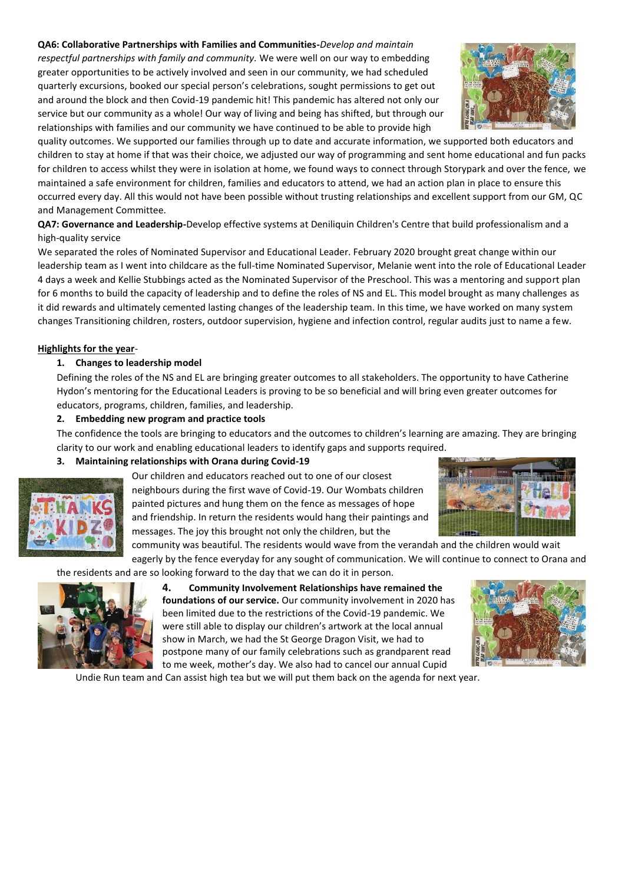**QA6: Collaborative Partnerships with Families and Communities-***Develop and maintain respectful partnerships with family and community.* We were well on our way to embedding greater opportunities to be actively involved and seen in our community, we had scheduled quarterly excursions, booked our special person's celebrations, sought permissions to get out and around the block and then Covid-19 pandemic hit! This pandemic has altered not only our service but our community as a whole! Our way of living and being has shifted, but through our relationships with families and our community we have continued to be able to provide high quality outcomes. We supported our families through up to date and accurate information, we supported both educators and children to stay at home if that was their choice, we adjusted our way of programming and sent home educational and fun packs for children to access whilst they were in isolation at home, we found ways to connect through Storypark and over the fence, we maintained a safe environment for children, families and educators to attend, we had an action plan in place to ensure this occurred every day. All this would not have been possible without trusting relationships and excellent support from our GM, QC and Management Committee.

**QA7: Governance and Leadership-**Develop effective systems at Deniliquin Children's Centre that build professionalism and a high-quality service

We separated the roles of Nominated Supervisor and Educational Leader. February 2020 brought great change within our leadership team as I went into childcare as the full-time Nominated Supervisor, Melanie went into the role of Educational Leader 4 days a week and Kellie Stubbings acted as the Nominated Supervisor of the Preschool. This was a mentoring and support plan for 6 months to build the capacity of leadership and to define the roles of NS and EL. This model brought as many challenges as it did rewards and ultimately cemented lasting changes of the leadership team. In this time, we have worked on many system changes Transitioning children, rosters, outdoor supervision, hygiene and infection control, regular audits just to name a few.

**Highlights for the year**-

1. **Changes to leadership model**

   Defining the roles of the NS and EL are bringing greater outcomes to all stakeholders. The opportunity to have Catherine Hydon's mentoring for the Educational Leaders is proving to be so beneficial and will bring even greater outcomes for educators, programs, children, families, and leadership.

2. **Embedding new program and practice tools**

   The confidence the tools are bringing to educators and the outcomes to children's learning are amazing. They are bringing clarity to our work and enabling educational leaders to identify gaps and supports required.

3. **Maintaining relationships with Orana during Covid-19**

   Our children and educators reached out to one of our closest neighbours during the first wave of Covid-19. Our Wombats children painted pictures and hung them on the fence as messages of hope and friendship. In return the residents would hang their paintings and messages. The joy this brought not only the children, but the community was beautiful. The residents would wave from the verandah and the children would wait eagerly by the fence everyday for any sought of communication. We will continue to connect to Orana and the residents and are so looking forward to the day that we can do it in person.

4. **Community Involvement Relationships have remained the foundations of our service.** Our community involvement in 2020 has been limited due to the restrictions of the Covid-19 pandemic. We were still able to display our children's artwork at the local annual show in March, we had the St George Dragon Visit, we had to postpone many of our family celebrations such as grandparent read to me week, mother's day. We also had to cancel our annual Cupid Undie Run team and Can assist high tea but we will put them back on the agenda for next year.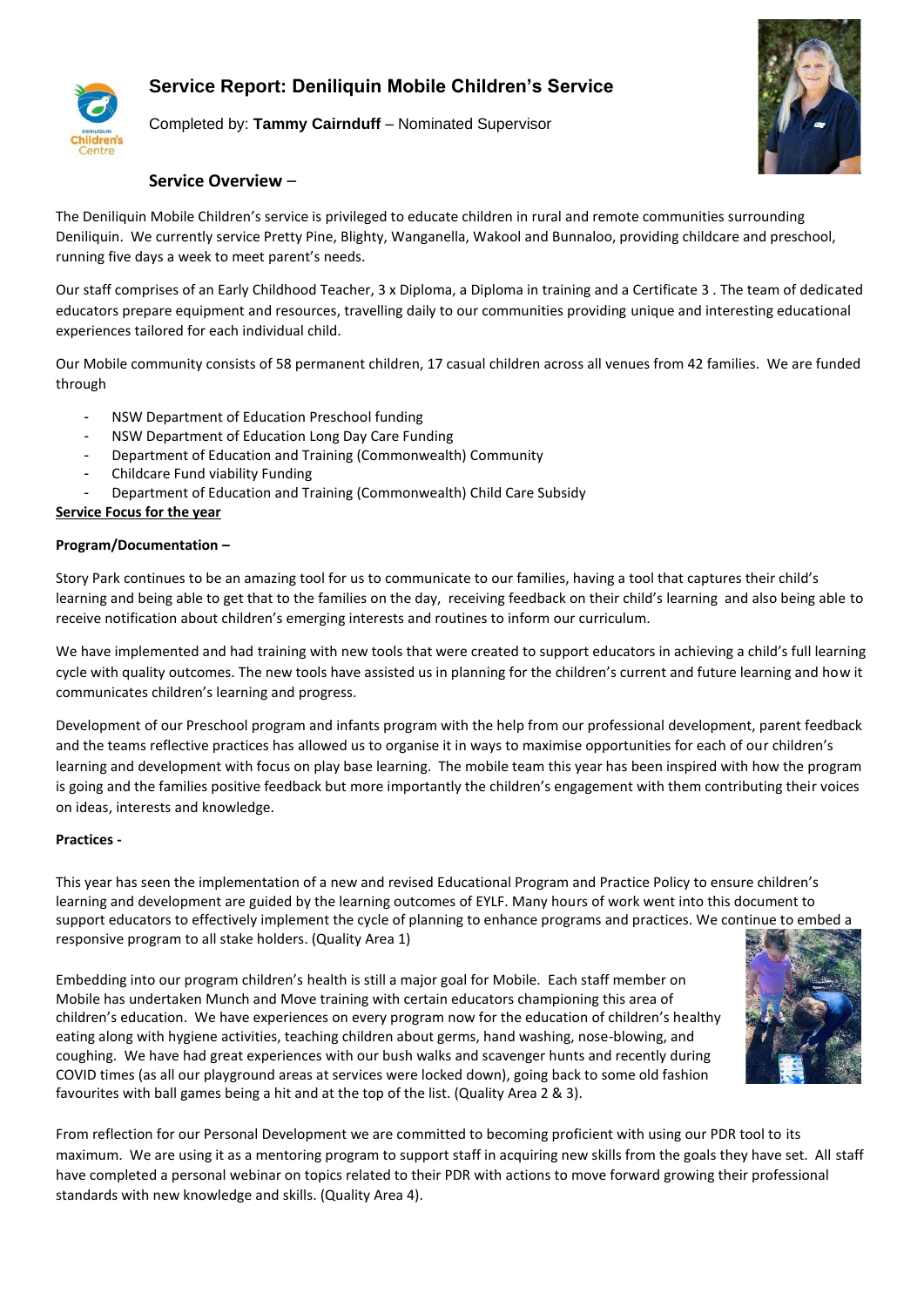# Service Report: Deniliquin Mobile Children's Service

Completed by: **Tammy Cairnduff** – Nominated Supervisor

## Service Overview –

The Deniliquin Mobile Children's service is privileged to educate children in rural and remote communities surrounding Deniliquin. We currently service Pretty Pine, Blighty, Wanganella, Wakool and Bunnaloo, providing childcare and preschool, running five days a week to meet parent's needs.

Our staff comprises of an Early Childhood Teacher, 3 x Diploma, a Diploma in training and a Certificate 3 . The team of dedicated educators prepare equipment and resources, travelling daily to our communities providing unique and interesting educational experiences tailored for each individual child.

Our Mobile community consists of 58 permanent children, 17 casual children across all venues from 42 families. We are funded through

- NSW Department of Education Preschool funding
- NSW Department of Education Long Day Care Funding
- Department of Education and Training (Commonwealth) Community
- Childcare Fund viability Funding
- Department of Education and Training (Commonwealth) Child Care Subsidy

**Service Focus for the year**

**Program/Documentation –**

Story Park continues to be an amazing tool for us to communicate to our families, having a tool that captures their child's learning and being able to get that to the families on the day, receiving feedback on their child's learning and also being able to receive notification about children's emerging interests and routines to inform our curriculum.

We have implemented and had training with new tools that were created to support educators in achieving a child's full learning cycle with quality outcomes. The new tools have assisted us in planning for the children's current and future learning and how it communicates children's learning and progress.

Development of our Preschool program and infants program with the help from our professional development, parent feedback and the teams reflective practices has allowed us to organise it in ways to maximise opportunities for each of our children's learning and development with focus on play base learning. The mobile team this year has been inspired with how the program is going and the families positive feedback but more importantly the children's engagement with them contributing their voices on ideas, interests and knowledge.

**Practices -**

This year has seen the implementation of a new and revised Educational Program and Practice Policy to ensure children's learning and development are guided by the learning outcomes of EYLF. Many hours of work went into this document to support educators to effectively implement the cycle of planning to enhance programs and practices. We continue to embed a responsive program to all stake holders. (Quality Area 1)

Embedding into our program children's health is still a major goal for Mobile. Each staff member on Mobile has undertaken Munch and Move training with certain educators championing this area of children's education. We have experiences on every program now for the education of children's healthy eating along with hygiene activities, teaching children about germs, hand washing, nose-blowing, and coughing. We have had great experiences with our bush walks and scavenger hunts and recently during COVID times (as all our playground areas at services were locked down), going back to some old fashion favourites with ball games being a hit and at the top of the list. (Quality Area 2 & 3).

From reflection for our Personal Development we are committed to becoming proficient with using our PDR tool to its maximum. We are using it as a mentoring program to support staff in acquiring new skills from the goals they have set. All staff have completed a personal webinar on topics related to their PDR with actions to move forward growing their professional standards with new knowledge and skills. (Quality Area 4).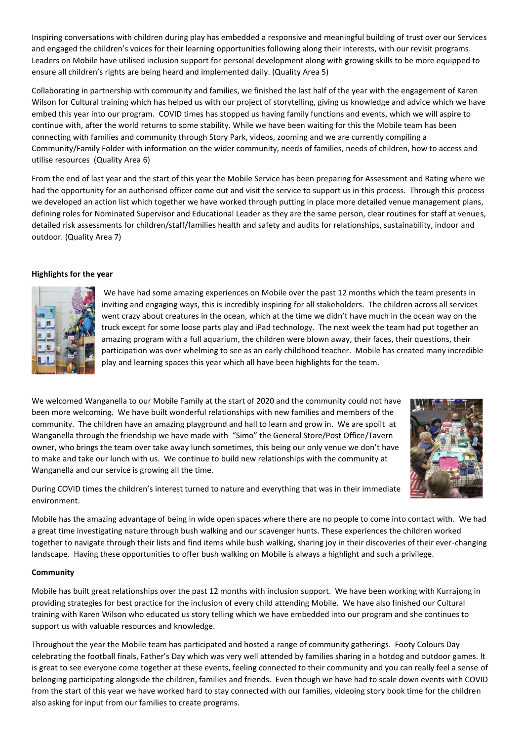Inspiring conversations with children during play has embedded a responsive and meaningful building of trust over our Services and engaged the children's voices for their learning opportunities following along their interests, with our revisit programs. Leaders on Mobile have utilised inclusion support for personal development along with growing skills to be more equipped to ensure all children's rights are being heard and implemented daily. (Quality Area 5)

Collaborating in partnership with community and families, we finished the last half of the year with the engagement of Karen Wilson for Cultural training which has helped us with our project of storytelling, giving us knowledge and advice which we have embed this year into our program. COVID times has stopped us having family functions and events, which we will aspire to continue with, after the world returns to some stability. While we have been waiting for this the Mobile team has been connecting with families and community through Story Park, videos, zooming and we are currently compiling a Community/Family Folder with information on the wider community, needs of families, needs of children, how to access and utilise resources (Quality Area 6)

From the end of last year and the start of this year the Mobile Service has been preparing for Assessment and Rating where we had the opportunity for an authorised officer come out and visit the service to support us in this process. Through this process we developed an action list which together we have worked through putting in place more detailed venue management plans, defining roles for Nominated Supervisor and Educational Leader as they are the same person, clear routines for staff at venues, detailed risk assessments for children/staff/families health and safety and audits for relationships, sustainability, indoor and outdoor. (Quality Area 7)

**Highlights for the year**

We have had some amazing experiences on Mobile over the past 12 months which the team presents in inviting and engaging ways, this is incredibly inspiring for all stakeholders. The children across all services went crazy about creatures in the ocean, which at the time we didn't have much in the ocean way on the truck except for some loose parts play and iPad technology. The next week the team had put together an amazing program with a full aquarium, the children were blown away, their faces, their questions, their participation was over whelming to see as an early childhood teacher. Mobile has created many incredible play and learning spaces this year which all have been highlights for the team.

We welcomed Wanganella to our Mobile Family at the start of 2020 and the community could not have been more welcoming. We have built wonderful relationships with new families and members of the community. The children have an amazing playground and hall to learn and grow in. We are spoilt at Wanganella through the friendship we have made with "Simo" the General Store/Post Office/Tavern owner, who brings the team over take away lunch sometimes, this being our only venue we don't have to make and take our lunch with us. We continue to build new relationships with the community at Wanganella and our service is growing all the time.

During COVID times the children's interest turned to nature and everything that was in their immediate environment.

Mobile has the amazing advantage of being in wide open spaces where there are no people to come into contact with. We had a great time investigating nature through bush walking and our scavenger hunts. These experiences the children worked together to navigate through their lists and find items while bush walking, sharing joy in their discoveries of their ever-changing landscape. Having these opportunities to offer bush walking on Mobile is always a highlight and such a privilege.

**Community**

Mobile has built great relationships over the past 12 months with inclusion support. We have been working with Kurrajong in providing strategies for best practice for the inclusion of every child attending Mobile. We have also finished our Cultural training with Karen Wilson who educated us story telling which we have embedded into our program and she continues to support us with valuable resources and knowledge.

Throughout the year the Mobile team has participated and hosted a range of community gatherings. Footy Colours Day celebrating the football finals, Father's Day which was very well attended by families sharing in a hotdog and outdoor games. It is great to see everyone come together at these events, feeling connected to their community and you can really feel a sense of belonging participating alongside the children, families and friends. Even though we have had to scale down events with COVID from the start of this year we have worked hard to stay connected with our families, videoing story book time for the children also asking for input from our families to create programs.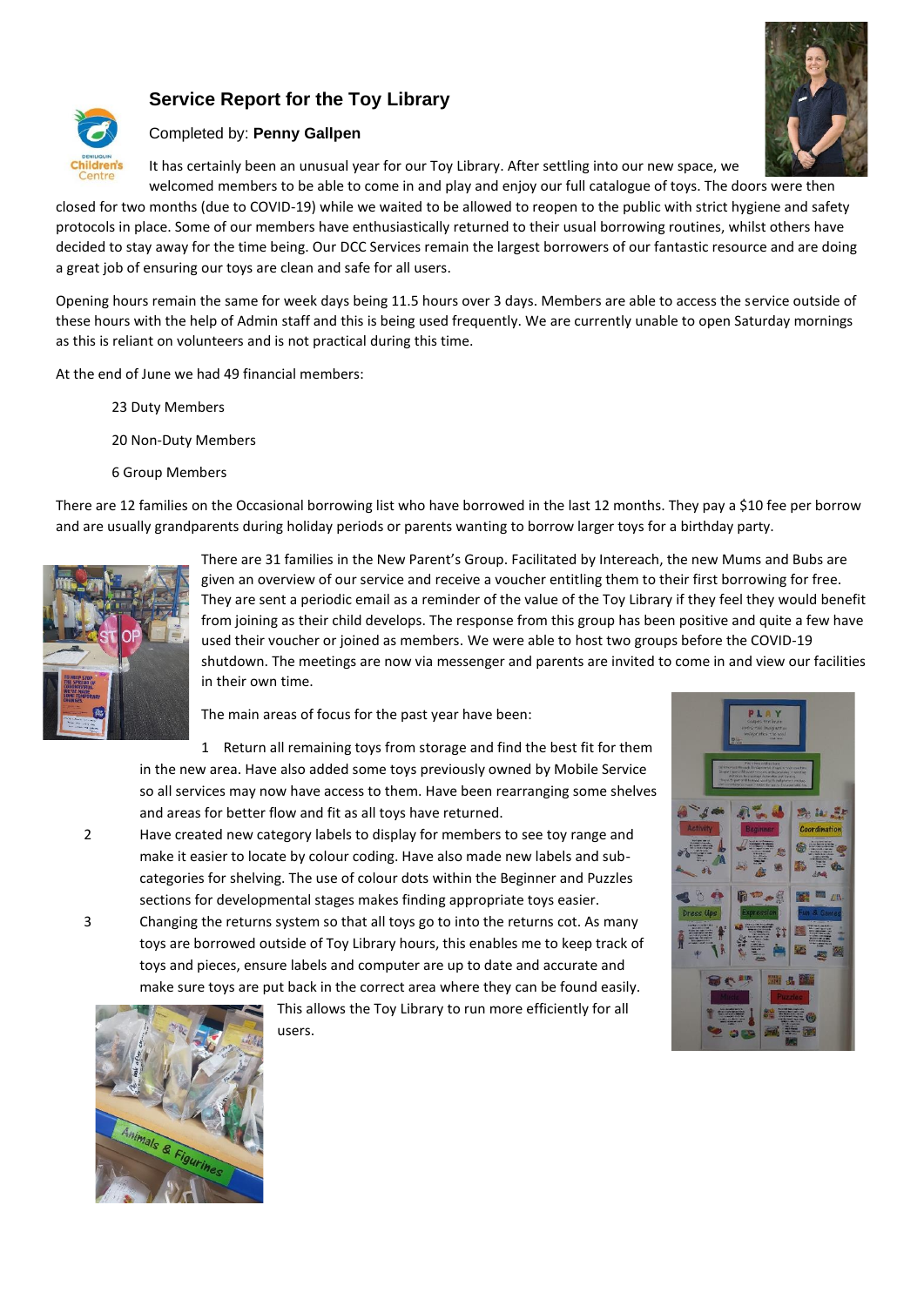## Service Report for the Toy Library

Completed by: **Penny Gallpen**

It has certainly been an unusual year for our Toy Library. After settling into our new space, we welcomed members to be able to come in and play and enjoy our full catalogue of toys. The doors were then closed for two months (due to COVID-19) while we waited to be allowed to reopen to the public with strict hygiene and safety protocols in place. Some of our members have enthusiastically returned to their usual borrowing routines, whilst others have decided to stay away for the time being. Our DCC Services remain the largest borrowers of our fantastic resource and are doing a great job of ensuring our toys are clean and safe for all users.

Opening hours remain the same for week days being 11.5 hours over 3 days. Members are able to access the service outside of these hours with the help of Admin staff and this is being used frequently. We are currently unable to open Saturday mornings as this is reliant on volunteers and is not practical during this time.

At the end of June we had 49 financial members:

- 23 Duty Members
- 20 Non-Duty Members
- 6 Group Members

There are 12 families on the Occasional borrowing list who have borrowed in the last 12 months. They pay a $10 fee per borrow and are usually grandparents during holiday periods or parents wanting to borrow larger toys for a birthday party.

There are 31 families in the New Parent's Group. Facilitated by Intereach, the new Mums and Bubs are given an overview of our service and receive a voucher entitling them to their first borrowing for free. They are sent a periodic email as a reminder of the value of the Toy Library if they feel they would benefit from joining as their child develops. The response from this group has been positive and quite a few have used their voucher or joined as members. We were able to host two groups before the COVID-19 shutdown. The meetings are now via messenger and parents are invited to come in and view our facilities in their own time.

The main areas of focus for the past year have been:

1. Return all remaining toys from storage and find the best fit for them in the new area. Have also added some toys previously owned by Mobile Service so all services may now have access to them. Have been rearranging some shelves and areas for better flow and fit as all toys have returned.
2. Have created new category labels to display for members to see toy range and make it easier to locate by colour coding. Have also made new labels and sub-categories for shelving. The use of colour dots within the Beginner and Puzzles sections for developmental stages makes finding appropriate toys easier.
3. Changing the returns system so that all toys go to into the returns cot. As many toys are borrowed outside of Toy Library hours, this enables me to keep track of toys and pieces, ensure labels and computer are up to date and accurate and make sure toys are put back in the correct area where they can be found easily. This allows the Toy Library to run more efficiently for all users.